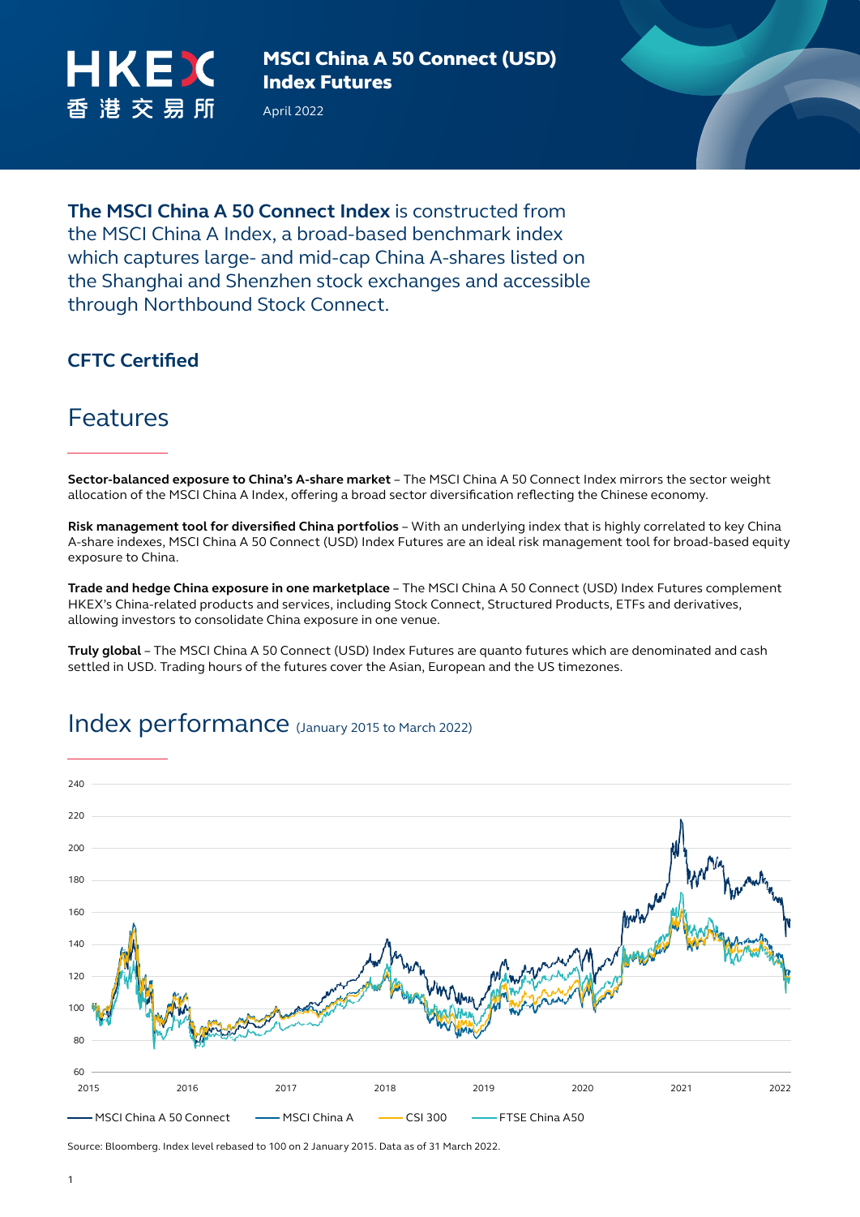HKEX 香港交易所

# MSCI China A 50 Connect (USD) Index Futures

April 2022

**The MSCI China A 50 Connect Index** is constructed from the MSCI China A Index, a broad-based benchmark index which captures large- and mid-cap China A-shares listed on the Shanghai and Shenzhen stock exchanges and accessible through Northbound Stock Connect.

### CFTC Certified

## Features

**Sector-balanced exposure to China's A-share market** – The MSCI China A 50 Connect Index mirrors the sector weight allocation of the MSCI China A Index, offering a broad sector diversification reflecting the Chinese economy.

**Risk management tool for diversified China portfolios** – With an underlying index that is highly correlated to key China A-share indexes, MSCI China A 50 Connect (USD) Index Futures are an ideal risk management tool for broad-based equity exposure to China.

**Trade and hedge China exposure in one marketplace** – The MSCI China A 50 Connect (USD) Index Futures complement HKEX's China-related products and services, including Stock Connect, Structured Products, ETFs and derivatives, allowing investors to consolidate China exposure in one venue.

**Truly global** – The MSCI China A 50 Connect (USD) Index Futures are quanto futures which are denominated and cash settled in USD. Trading hours of the futures cover the Asian, European and the US timezones.

## Index performance (January 2015 to March 2022)

Legend: MSCI China A 50 Connect, MSCI China A, CSI 300, FTSE China A50

Source: Bloomberg. Index level rebased to 100 on 2 January 2015. Data as of 31 March 2022.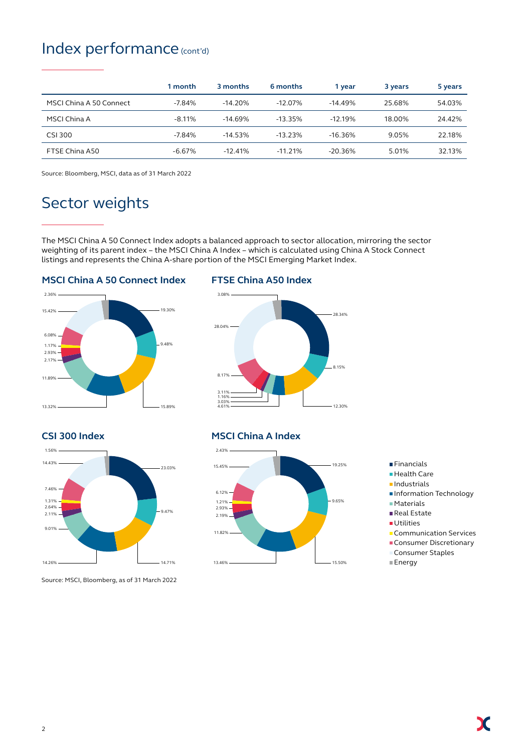# Index performance (cont'd)

| | 1 month | 3 months | 6 months | 1 year | 3 years | 5 years |
|---|---|---|---|---|---|---|
| MSCI China A 50 Connect | -7.84% | -14.20% | -12.07% | -14.49% | 25.68% | 54.03% |
| MSCI China A | -8.11% | -14.69% | -13.35% | -12.19% | 18.00% | 24.42% |
| CSI 300 | -7.84% | -14.53% | -13.23% | -16.36% | 9.05% | 22.18% |
| FTSE China A50 | -6.67% | -12.41% | -11.21% | -20.36% | 5.01% | 32.13% |

Source: Bloomberg, MSCI, data as of 31 March 2022

# Sector weights

The MSCI China A 50 Connect Index adopts a balanced approach to sector allocation, mirroring the sector weighting of its parent index – the MSCI China A Index – which is calculated using China A Stock Connect listings and represents the China A-share portion of the MSCI Emerging Market Index.

### MSCI China A 50 Connect Index

2.36%, 15.42%, 6.08%, 1.17%, 2.93%, 2.17%, 11.89%, 13.32%, 15.89%, 9.48%, 19.30%

### FTSE China A50 Index

3.08%, 28.04%, 8.17%, 3.11%, 1.16%, 3.03%, 4.61%, 12.30%, 8.15%, 28.34%

### CSI 300 Index

1.56%, 14.43%, 7.46%, 1.31%, 2.64%, 2.11%, 9.01%, 14.26%, 14.71%, 9.47%, 23.03%

### MSCI China A Index

2.43%, 15.45%, 6.12%, 1.21%, 2.93%, 2.19%, 11.82%, 13.46%, 15.50%, 9.65%, 19.25%

- Financials
- Health Care
- Industrials
- Information Technology
- Materials
- Real Estate
- Utilities
- Communication Services
- Consumer Discretionary
- Consumer Staples
- Energy

Source: MSCI, Bloomberg, as of 31 March 2022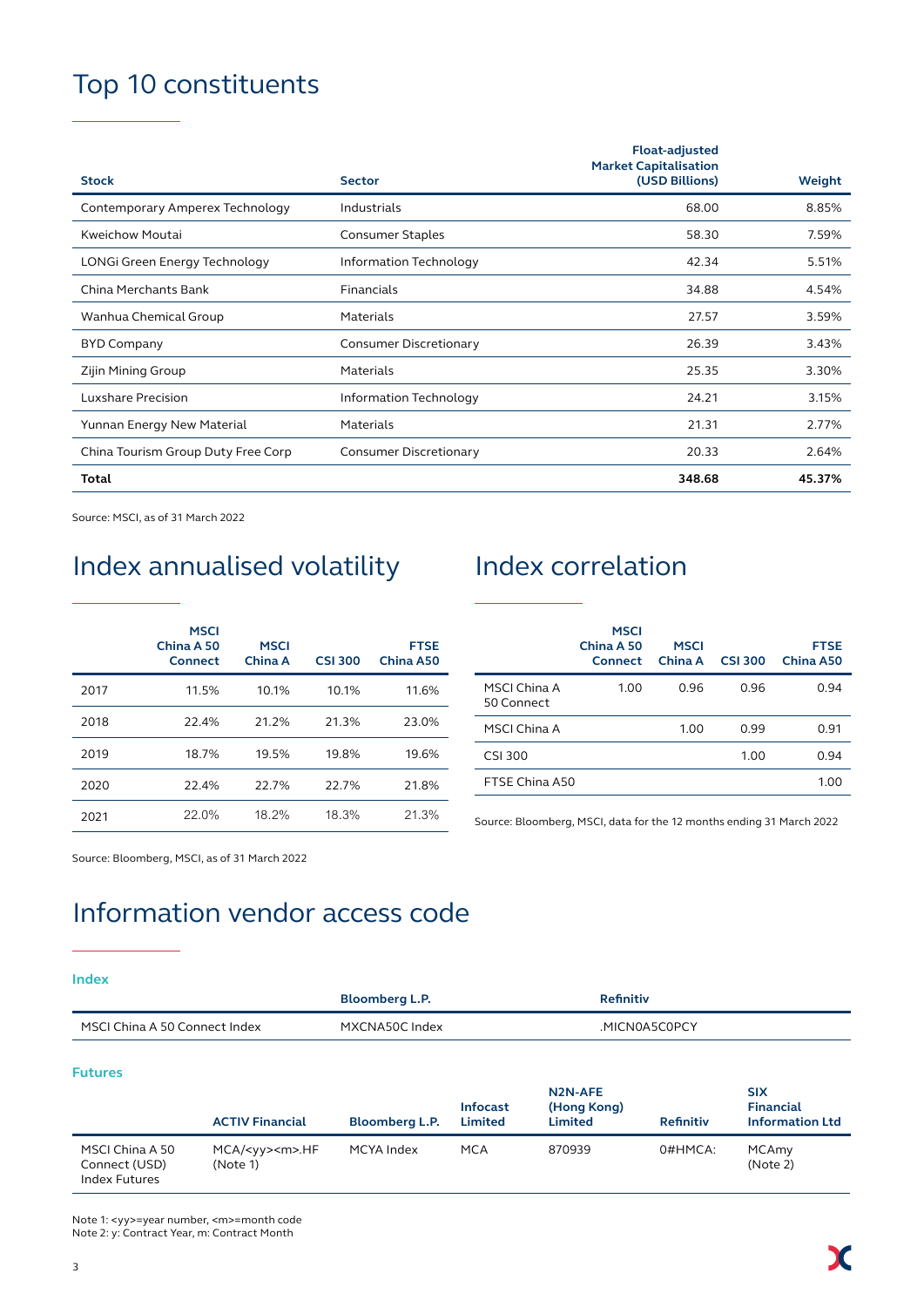## Top 10 constituents

| Stock | Sector | Float-adjusted Market Capitalisation (USD Billions) | Weight |
|---|---|---|---|
| Contemporary Amperex Technology | Industrials | 68.00 | 8.85% |
| Kweichow Moutai | Consumer Staples | 58.30 | 7.59% |
| LONGi Green Energy Technology | Information Technology | 42.34 | 5.51% |
| China Merchants Bank | Financials | 34.88 | 4.54% |
| Wanhua Chemical Group | Materials | 27.57 | 3.59% |
| BYD Company | Consumer Discretionary | 26.39 | 3.43% |
| Zijin Mining Group | Materials | 25.35 | 3.30% |
| Luxshare Precision | Information Technology | 24.21 | 3.15% |
| Yunnan Energy New Material | Materials | 21.31 | 2.77% |
| China Tourism Group Duty Free Corp | Consumer Discretionary | 20.33 | 2.64% |
| **Total** | | **348.68** | **45.37%** |

Source: MSCI, as of 31 March 2022

## Index annualised volatility

| | MSCI China A 50 Connect | MSCI China A | CSI 300 | FTSE China A50 |
|---|---|---|---|---|
| 2017 | 11.5% | 10.1% | 10.1% | 11.6% |
| 2018 | 22.4% | 21.2% | 21.3% | 23.0% |
| 2019 | 18.7% | 19.5% | 19.8% | 19.6% |
| 2020 | 22.4% | 22.7% | 22.7% | 21.8% |
| 2021 | 22.0% | 18.2% | 18.3% | 21.3% |

Source: Bloomberg, MSCI, as of 31 March 2022

## Index correlation

| | MSCI China A 50 Connect | MSCI China A | CSI 300 | FTSE China A50 |
|---|---|---|---|---|
| MSCI China A 50 Connect | 1.00 | 0.96 | 0.96 | 0.94 |
| MSCI China A | | 1.00 | 0.99 | 0.91 |
| CSI 300 | | | 1.00 | 0.94 |
| FTSE China A50 | | | | 1.00 |

Source: Bloomberg, MSCI, data for the 12 months ending 31 March 2022

## Information vendor access code

### Index

| | Bloomberg L.P. | Refinitiv |
|---|---|---|
| MSCI China A 50 Connect Index | MXCNA50C Index | .MICN0A5C0PCY |

### Futures

| | ACTIV Financial | Bloomberg L.P. | Infocast Limited | N2N-AFE (Hong Kong) Limited | Refinitiv | SIX Financial Information Ltd |
|---|---|---|---|---|---|---|
| MSCI China A 50 Connect (USD) Index Futures | MCA/<yy><m>.HF (Note 1) | MCYA Index | MCA | 870939 | 0#HMCA: | MCAmy (Note 2) |

Note 1: <yy>=year number, <m>=month code
Note 2: y: Contract Year, m: Contract Month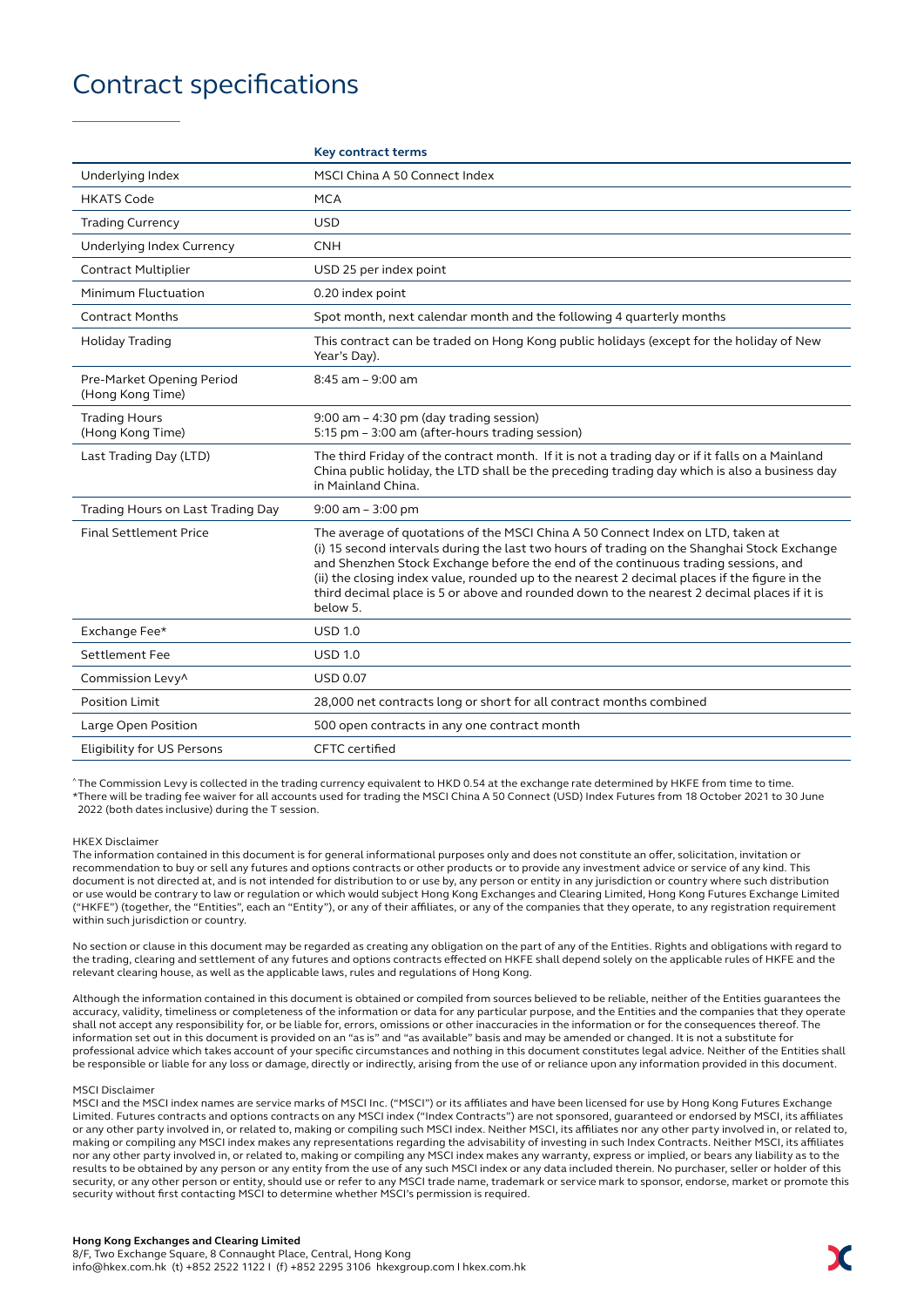# Contract specifications

| | Key contract terms |
|---|---|
| Underlying Index | MSCI China A 50 Connect Index |
| HKATS Code | MCA |
| Trading Currency | USD |
| Underlying Index Currency | CNH |
| Contract Multiplier | USD 25 per index point |
| Minimum Fluctuation | 0.20 index point |
| Contract Months | Spot month, next calendar month and the following 4 quarterly months |
| Holiday Trading | This contract can be traded on Hong Kong public holidays (except for the holiday of New Year's Day). |
| Pre-Market Opening Period (Hong Kong Time) | 8:45 am – 9:00 am |
| Trading Hours (Hong Kong Time) | 9:00 am – 4:30 pm (day trading session)<br>5:15 pm – 3:00 am (after-hours trading session) |
| Last Trading Day (LTD) | The third Friday of the contract month. If it is not a trading day or if it falls on a Mainland China public holiday, the LTD shall be the preceding trading day which is also a business day in Mainland China. |
| Trading Hours on Last Trading Day | 9:00 am – 3:00 pm |
| Final Settlement Price | The average of quotations of the MSCI China A 50 Connect Index on LTD, taken at (i) 15 second intervals during the last two hours of trading on the Shanghai Stock Exchange and Shenzhen Stock Exchange before the end of the continuous trading sessions, and (ii) the closing index value, rounded up to the nearest 2 decimal places if the figure in the third decimal place is 5 or above and rounded down to the nearest 2 decimal places if it is below 5. |
| Exchange Fee* | USD 1.0 |
| Settlement Fee | USD 1.0 |
| Commission Levy^ | USD 0.07 |
| Position Limit | 28,000 net contracts long or short for all contract months combined |
| Large Open Position | 500 open contracts in any one contract month |
| Eligibility for US Persons | CFTC certified |

^ The Commission Levy is collected in the trading currency equivalent to HKD 0.54 at the exchange rate determined by HKFE from time to time.
*There will be trading fee waiver for all accounts used for trading the MSCI China A 50 Connect (USD) Index Futures from 18 October 2021 to 30 June 2022 (both dates inclusive) during the T session.

HKEX Disclaimer
The information contained in this document is for general informational purposes only and does not constitute an offer, solicitation, invitation or recommendation to buy or sell any futures and options contracts or other products or to provide any investment advice or service of any kind. This document is not directed at, and is not intended for distribution to or use by, any person or entity in any jurisdiction or country where such distribution or use would be contrary to law or regulation or which would subject Hong Kong Exchanges and Clearing Limited, Hong Kong Futures Exchange Limited ("HKFE") (together, the "Entities", each an "Entity"), or any of their affiliates, or any of the companies that they operate, to any registration requirement within such jurisdiction or country.

No section or clause in this document may be regarded as creating any obligation on the part of any of the Entities. Rights and obligations with regard to the trading, clearing and settlement of any futures and options contracts effected on HKFE shall depend solely on the applicable rules of HKFE and the relevant clearing house, as well as the applicable laws, rules and regulations of Hong Kong.

Although the information contained in this document is obtained or compiled from sources believed to be reliable, neither of the Entities guarantees the accuracy, validity, timeliness or completeness of the information or data for any particular purpose, and the Entities and the companies that they operate shall not accept any responsibility for, or be liable for, errors, omissions or other inaccuracies in the information or for the consequences thereof. The information set out in this document is provided on an "as is" and "as available" basis and may be amended or changed. It is not a substitute for professional advice which takes account of your specific circumstances and nothing in this document constitutes legal advice. Neither of the Entities shall be responsible or liable for any loss or damage, directly or indirectly, arising from the use of or reliance upon any information provided in this document.

MSCI Disclaimer
MSCI and the MSCI index names are service marks of MSCI Inc. ("MSCI") or its affiliates and have been licensed for use by Hong Kong Futures Exchange Limited. Futures contracts and options contracts on any MSCI index ("Index Contracts") are not sponsored, guaranteed or endorsed by MSCI, its affiliates or any other party involved in, or related to, making or compiling such MSCI index. Neither MSCI, its affiliates nor any other party involved in, or related to, making or compiling any MSCI index makes any representations regarding the advisability of investing in such Index Contracts. Neither MSCI, its affiliates nor any other party involved in, or related to, making or compiling any MSCI index makes any warranty, express or implied, or bears any liability as to the results to be obtained by any person or any entity from the use of any such MSCI index or any data included therein. No purchaser, seller or holder of this security, or any other person or entity, should use or refer to any MSCI trade name, trademark or service mark to sponsor, endorse, market or promote this security without first contacting MSCI to determine whether MSCI's permission is required.

**Hong Kong Exchanges and Clearing Limited**
8/F, Two Exchange Square, 8 Connaught Place, Central, Hong Kong
info@hkex.com.hk (t) +852 2522 1122 I (f) +852 2295 3106 hkexgroup.com I hkex.com.hk